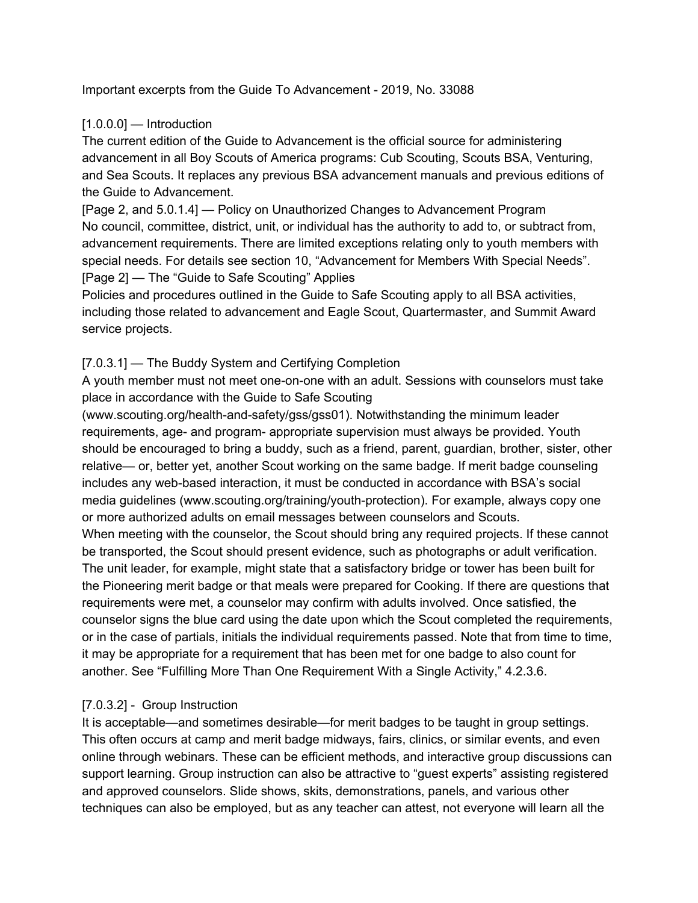Important excerpts from the Guide To Advancement - 2019, No. 33088

[1.0.0.0] — Introduction
The current edition of the Guide to Advancement is the official source for administering advancement in all Boy Scouts of America programs: Cub Scouting, Scouts BSA, Venturing, and Sea Scouts. It replaces any previous BSA advancement manuals and previous editions of the Guide to Advancement.

[Page 2, and 5.0.1.4] — Policy on Unauthorized Changes to Advancement Program
No council, committee, district, unit, or individual has the authority to add to, or subtract from, advancement requirements. There are limited exceptions relating only to youth members with special needs. For details see section 10, "Advancement for Members With Special Needs".

[Page 2] — The "Guide to Safe Scouting" Applies
Policies and procedures outlined in the Guide to Safe Scouting apply to all BSA activities, including those related to advancement and Eagle Scout, Quartermaster, and Summit Award service projects.

[7.0.3.1] — The Buddy System and Certifying Completion
A youth member must not meet one-on-one with an adult. Sessions with counselors must take place in accordance with the Guide to Safe Scouting (www.scouting.org/health-and-safety/gss/gss01). Notwithstanding the minimum leader requirements, age- and program- appropriate supervision must always be provided. Youth should be encouraged to bring a buddy, such as a friend, parent, guardian, brother, sister, other relative— or, better yet, another Scout working on the same badge. If merit badge counseling includes any web-based interaction, it must be conducted in accordance with BSA's social media guidelines (www.scouting.org/training/youth-protection). For example, always copy one or more authorized adults on email messages between counselors and Scouts.

When meeting with the counselor, the Scout should bring any required projects. If these cannot be transported, the Scout should present evidence, such as photographs or adult verification. The unit leader, for example, might state that a satisfactory bridge or tower has been built for the Pioneering merit badge or that meals were prepared for Cooking. If there are questions that requirements were met, a counselor may confirm with adults involved. Once satisfied, the counselor signs the blue card using the date upon which the Scout completed the requirements, or in the case of partials, initials the individual requirements passed. Note that from time to time, it may be appropriate for a requirement that has been met for one badge to also count for another. See "Fulfilling More Than One Requirement With a Single Activity," 4.2.3.6.

[7.0.3.2] - Group Instruction
It is acceptable—and sometimes desirable—for merit badges to be taught in group settings. This often occurs at camp and merit badge midways, fairs, clinics, or similar events, and even online through webinars. These can be efficient methods, and interactive group discussions can support learning. Group instruction can also be attractive to "guest experts" assisting registered and approved counselors. Slide shows, skits, demonstrations, panels, and various other techniques can also be employed, but as any teacher can attest, not everyone will learn all the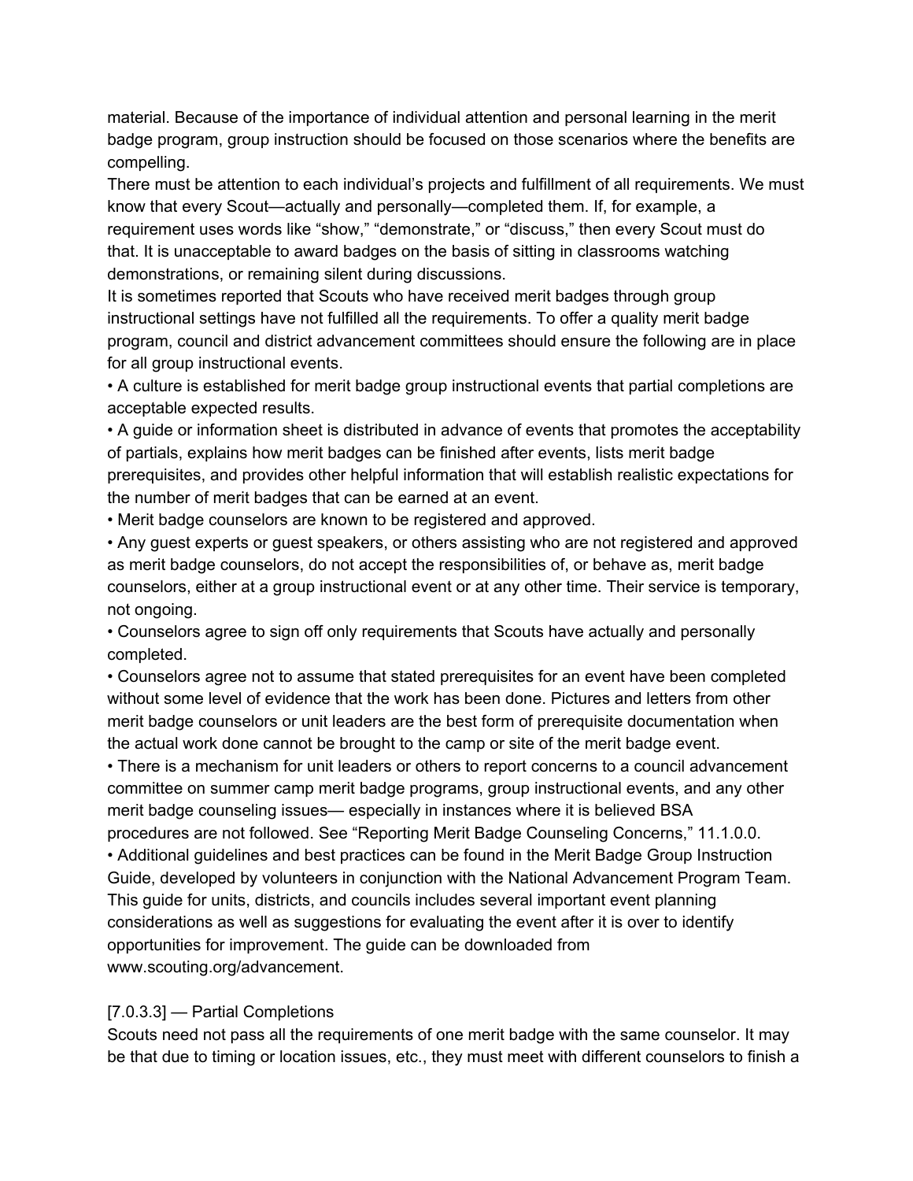material. Because of the importance of individual attention and personal learning in the merit badge program, group instruction should be focused on those scenarios where the benefits are compelling.

There must be attention to each individual's projects and fulfillment of all requirements. We must know that every Scout—actually and personally—completed them. If, for example, a requirement uses words like "show," "demonstrate," or "discuss," then every Scout must do that. It is unacceptable to award badges on the basis of sitting in classrooms watching demonstrations, or remaining silent during discussions.

It is sometimes reported that Scouts who have received merit badges through group instructional settings have not fulfilled all the requirements. To offer a quality merit badge program, council and district advancement committees should ensure the following are in place for all group instructional events.

- A culture is established for merit badge group instructional events that partial completions are acceptable expected results.
- A guide or information sheet is distributed in advance of events that promotes the acceptability of partials, explains how merit badges can be finished after events, lists merit badge prerequisites, and provides other helpful information that will establish realistic expectations for the number of merit badges that can be earned at an event.
- Merit badge counselors are known to be registered and approved.
- Any guest experts or guest speakers, or others assisting who are not registered and approved as merit badge counselors, do not accept the responsibilities of, or behave as, merit badge counselors, either at a group instructional event or at any other time. Their service is temporary, not ongoing.
- Counselors agree to sign off only requirements that Scouts have actually and personally completed.
- Counselors agree not to assume that stated prerequisites for an event have been completed without some level of evidence that the work has been done. Pictures and letters from other merit badge counselors or unit leaders are the best form of prerequisite documentation when the actual work done cannot be brought to the camp or site of the merit badge event.
- There is a mechanism for unit leaders or others to report concerns to a council advancement committee on summer camp merit badge programs, group instructional events, and any other merit badge counseling issues— especially in instances where it is believed BSA procedures are not followed. See "Reporting Merit Badge Counseling Concerns," 11.1.0.0.
- Additional guidelines and best practices can be found in the Merit Badge Group Instruction Guide, developed by volunteers in conjunction with the National Advancement Program Team. This guide for units, districts, and councils includes several important event planning considerations as well as suggestions for evaluating the event after it is over to identify opportunities for improvement. The guide can be downloaded from www.scouting.org/advancement.

## [7.0.3.3] — Partial Completions

Scouts need not pass all the requirements of one merit badge with the same counselor. It may be that due to timing or location issues, etc., they must meet with different counselors to finish a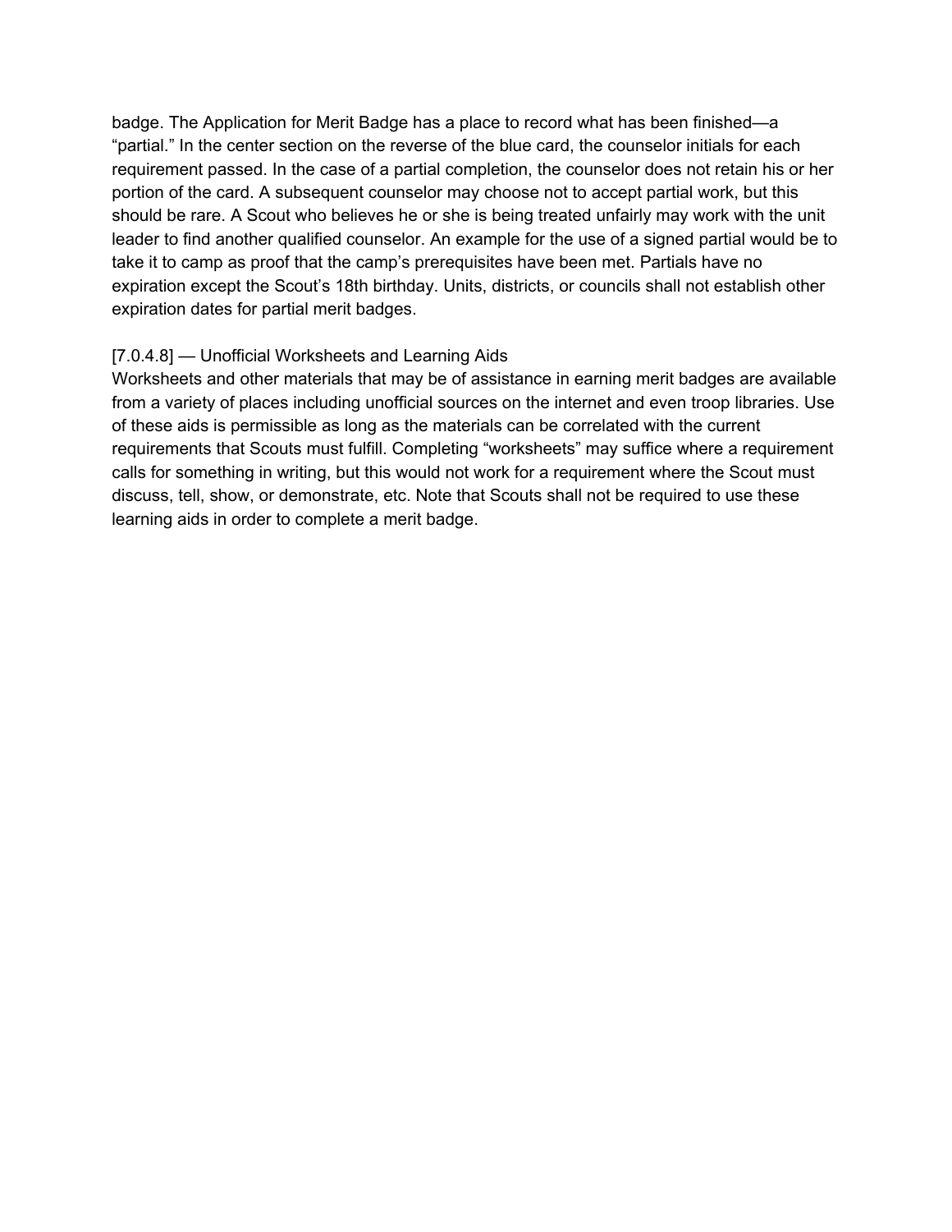badge. The Application for Merit Badge has a place to record what has been finished—a "partial." In the center section on the reverse of the blue card, the counselor initials for each requirement passed. In the case of a partial completion, the counselor does not retain his or her portion of the card. A subsequent counselor may choose not to accept partial work, but this should be rare. A Scout who believes he or she is being treated unfairly may work with the unit leader to find another qualified counselor. An example for the use of a signed partial would be to take it to camp as proof that the camp's prerequisites have been met. Partials have no expiration except the Scout's 18th birthday. Units, districts, or councils shall not establish other expiration dates for partial merit badges.

### [7.0.4.8] — Unofficial Worksheets and Learning Aids

Worksheets and other materials that may be of assistance in earning merit badges are available from a variety of places including unofficial sources on the internet and even troop libraries. Use of these aids is permissible as long as the materials can be correlated with the current requirements that Scouts must fulfill. Completing "worksheets" may suffice where a requirement calls for something in writing, but this would not work for a requirement where the Scout must discuss, tell, show, or demonstrate, etc. Note that Scouts shall not be required to use these learning aids in order to complete a merit badge.